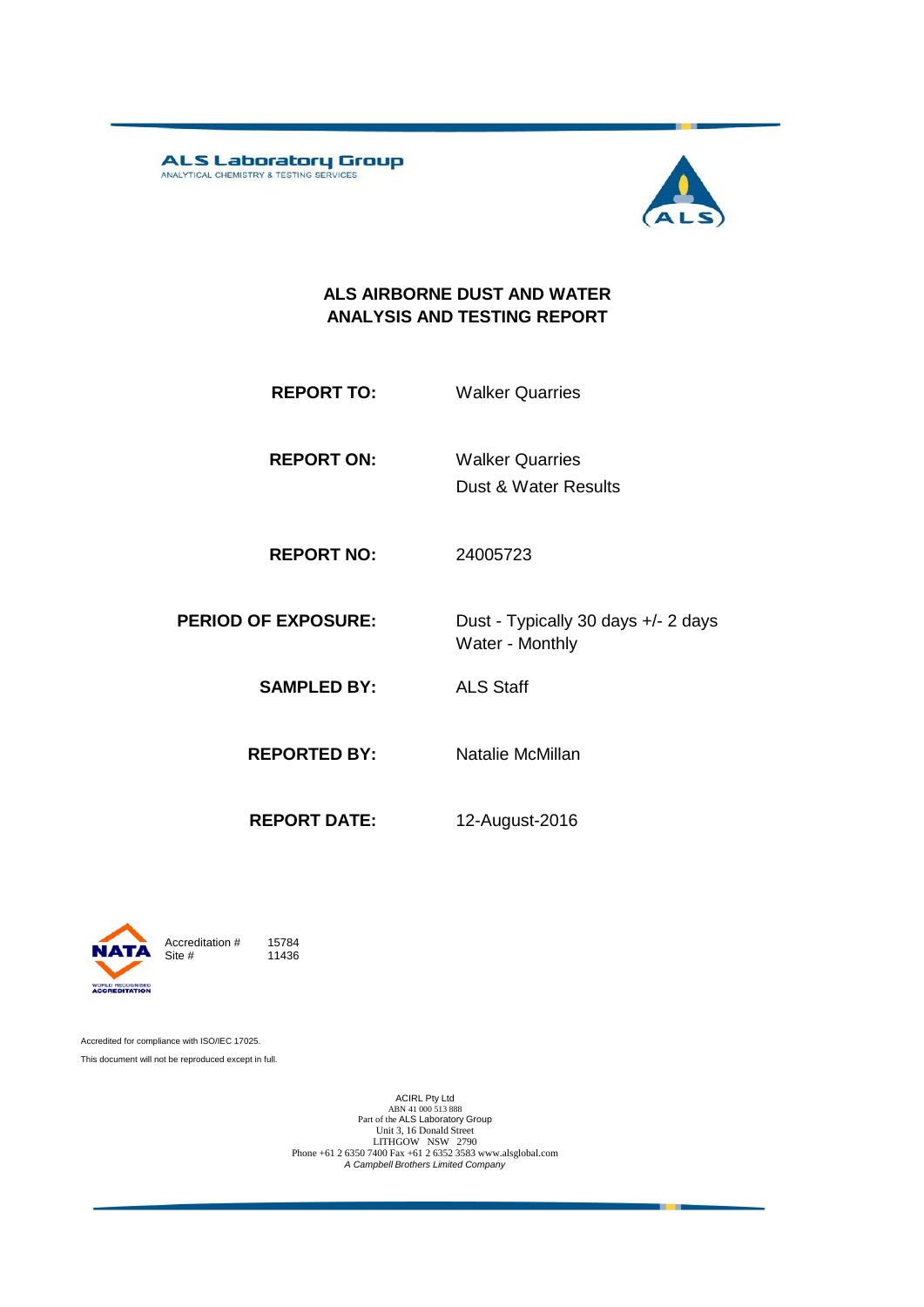ALS Laboratory Group
ANALYTICAL CHEMISTRY & TESTING SERVICES

# ALS AIRBORNE DUST AND WATER ANALYSIS AND TESTING REPORT

| | |
|---|---|
| **REPORT TO:** | Walker Quarries |
| **REPORT ON:** | Walker Quarries<br>Dust & Water Results |
| **REPORT NO:** | 24005723 |
| **PERIOD OF EXPOSURE:** | Dust - Typically 30 days +/- 2 days<br>Water - Monthly |
| **SAMPLED BY:** | ALS Staff |
| **REPORTED BY:** | Natalie McMillan |
| **REPORT DATE:** | 12-August-2016 |

NATA WORLD RECOGNISED ACCREDITATION

Accreditation # 15784
Site # 11436

Accredited for compliance with ISO/IEC 17025.

This document will not be reproduced except in full.

ACIRL Pty Ltd
ABN 41 000 513 888
Part of the ALS Laboratory Group
Unit 3, 16 Donald Street
LITHGOW NSW 2790
Phone +61 2 6350 7400 Fax +61 2 6352 3583 www.alsglobal.com
*A Campbell Brothers Limited Company*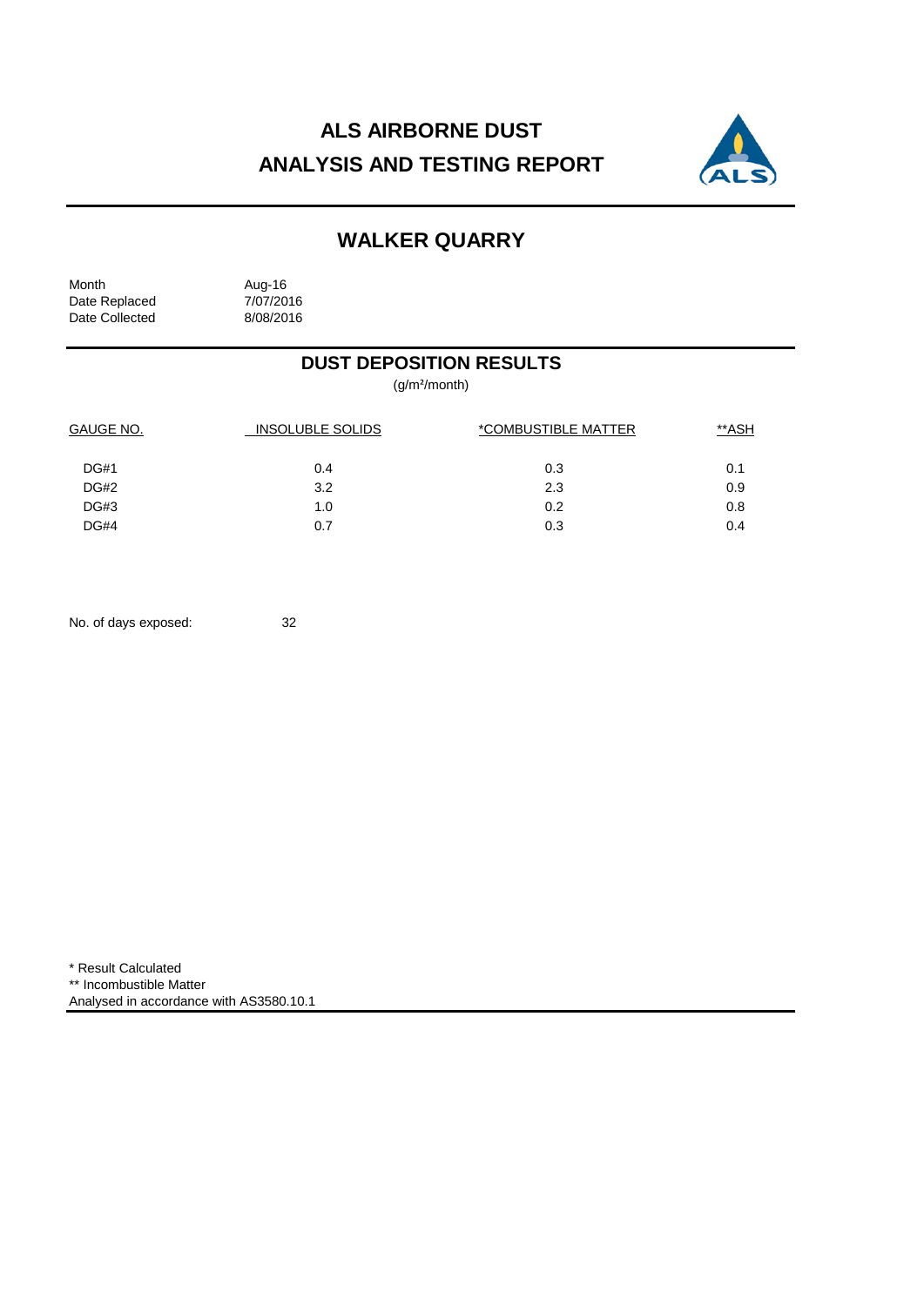# ALS AIRBORNE DUST ANALYSIS AND TESTING REPORT

## WALKER QUARRY

Month Aug-16
Date Replaced 7/07/2016
Date Collected 8/08/2016

### DUST DEPOSITION RESULTS

(g/m²/month)

| GAUGE NO. | INSOLUBLE SOLIDS | *COMBUSTIBLE MATTER | **ASH |
|---|---|---|---|
| DG#1 | 0.4 | 0.3 | 0.1 |
| DG#2 | 3.2 | 2.3 | 0.9 |
| DG#3 | 1.0 | 0.2 | 0.8 |
| DG#4 | 0.7 | 0.3 | 0.4 |

No. of days exposed: 32

\* Result Calculated
\*\* Incombustible Matter
Analysed in accordance with AS3580.10.1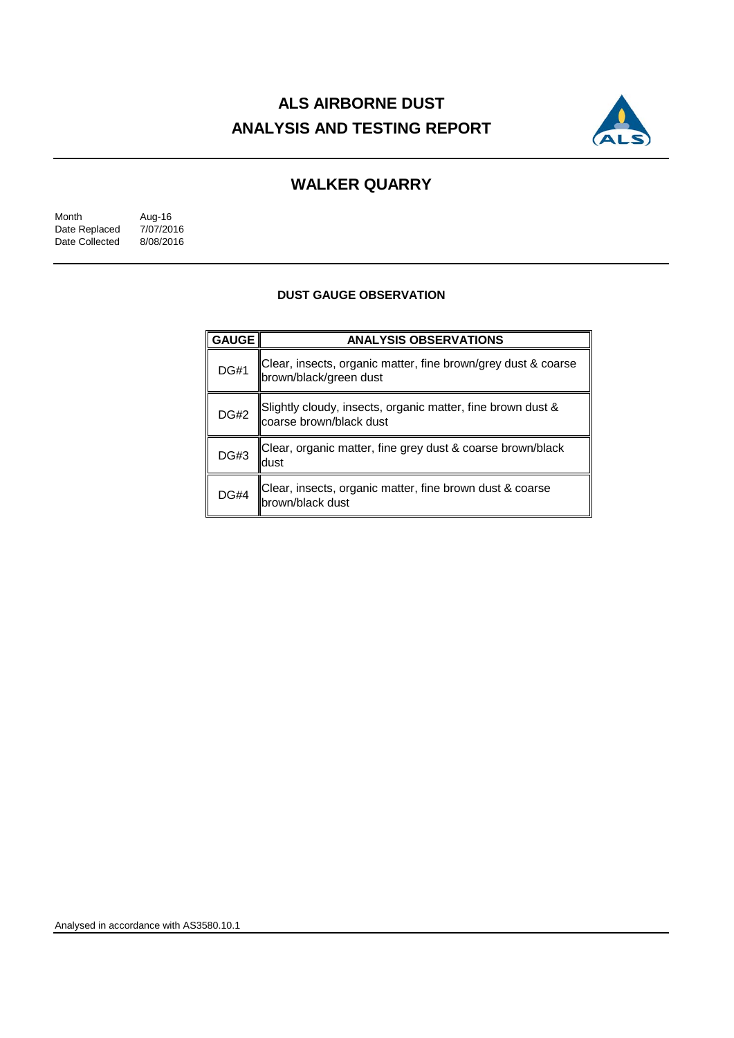# ALS AIRBORNE DUST ANALYSIS AND TESTING REPORT

## WALKER QUARRY

| | |
|---|---|
| Month | Aug-16 |
| Date Replaced | 7/07/2016 |
| Date Collected | 8/08/2016 |

### DUST GAUGE OBSERVATION

| GAUGE | ANALYSIS OBSERVATIONS |
|---|---|
| DG#1 | Clear, insects, organic matter, fine brown/grey dust & coarse brown/black/green dust |
| DG#2 | Slightly cloudy, insects, organic matter, fine brown dust & coarse brown/black dust |
| DG#3 | Clear, organic matter, fine grey dust & coarse brown/black dust |
| DG#4 | Clear, insects, organic matter, fine brown dust & coarse brown/black dust |

Analysed in accordance with AS3580.10.1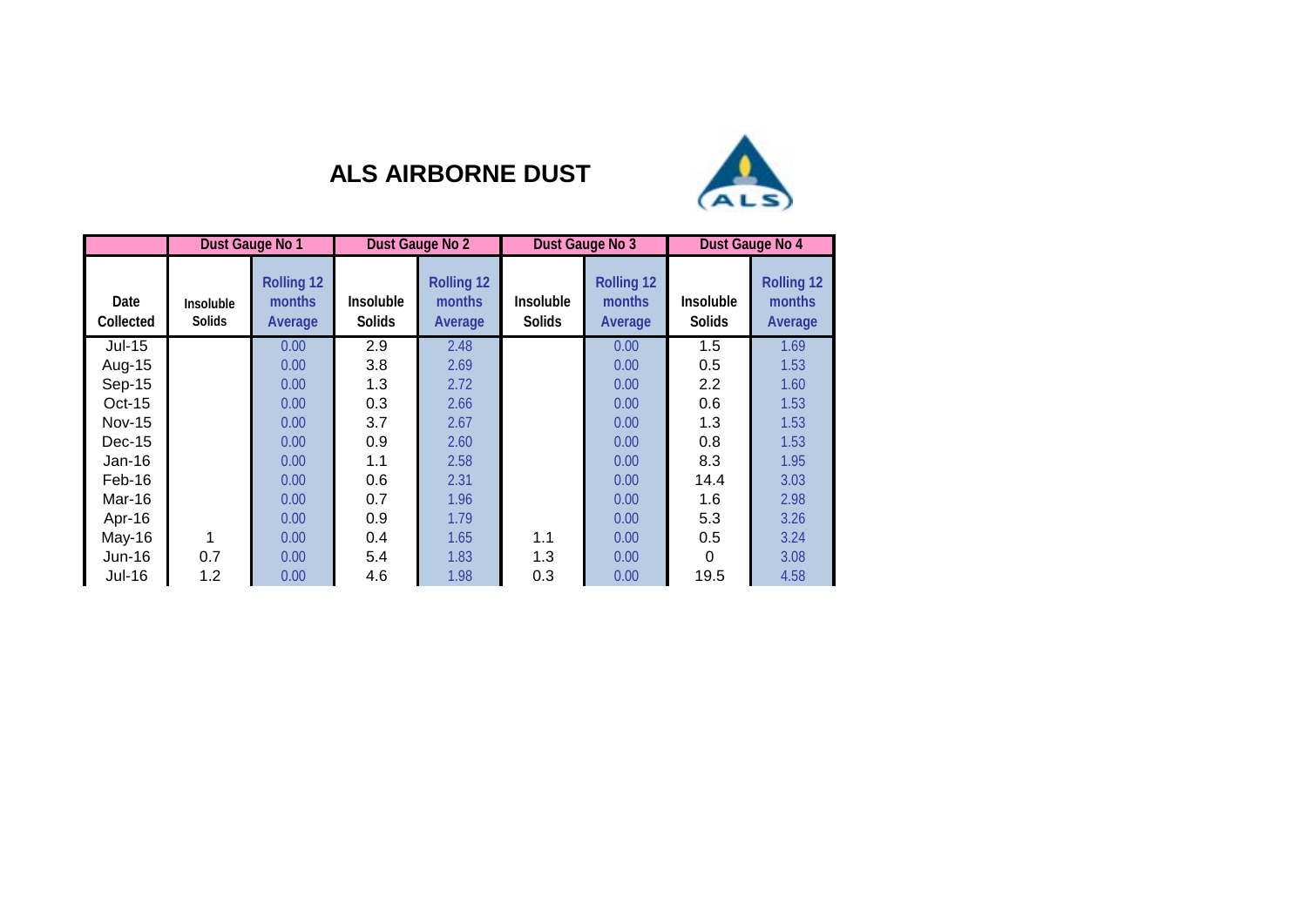# ALS AIRBORNE DUST

| | Dust Gauge No 1 | | Dust Gauge No 2 | | Dust Gauge No 3 | | Dust Gauge No 4 | |
|---|---|---|---|---|---|---|---|---|
| Date Collected | Insoluble Solids | Rolling 12 months Average | Insoluble Solids | Rolling 12 months Average | Insoluble Solids | Rolling 12 months Average | Insoluble Solids | Rolling 12 months Average |
| Jul-15 | | 0.00 | 2.9 | 2.48 | | 0.00 | 1.5 | 1.69 |
| Aug-15 | | 0.00 | 3.8 | 2.69 | | 0.00 | 0.5 | 1.53 |
| Sep-15 | | 0.00 | 1.3 | 2.72 | | 0.00 | 2.2 | 1.60 |
| Oct-15 | | 0.00 | 0.3 | 2.66 | | 0.00 | 0.6 | 1.53 |
| Nov-15 | | 0.00 | 3.7 | 2.67 | | 0.00 | 1.3 | 1.53 |
| Dec-15 | | 0.00 | 0.9 | 2.60 | | 0.00 | 0.8 | 1.53 |
| Jan-16 | | 0.00 | 1.1 | 2.58 | | 0.00 | 8.3 | 1.95 |
| Feb-16 | | 0.00 | 0.6 | 2.31 | | 0.00 | 14.4 | 3.03 |
| Mar-16 | | 0.00 | 0.7 | 1.96 | | 0.00 | 1.6 | 2.98 |
| Apr-16 | | 0.00 | 0.9 | 1.79 | | 0.00 | 5.3 | 3.26 |
| May-16 | 1 | 0.00 | 0.4 | 1.65 | 1.1 | 0.00 | 0.5 | 3.24 |
| Jun-16 | 0.7 | 0.00 | 5.4 | 1.83 | 1.3 | 0.00 | 0 | 3.08 |
| Jul-16 | 1.2 | 0.00 | 4.6 | 1.98 | 0.3 | 0.00 | 19.5 | 4.58 |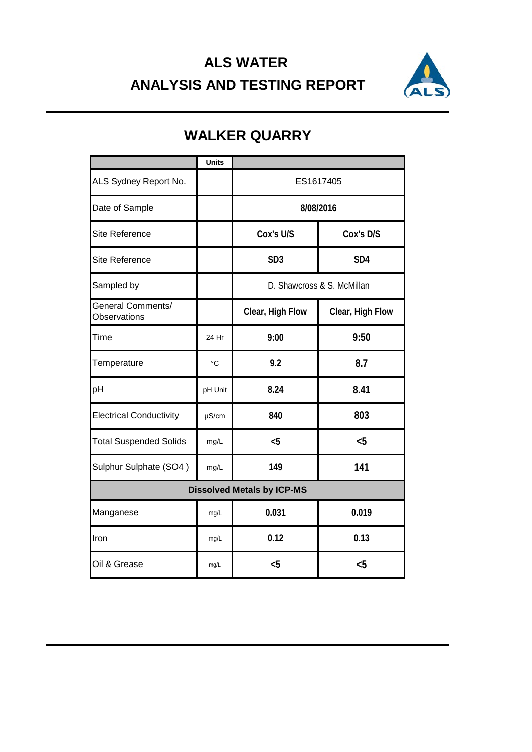# ALS WATER

# ANALYSIS AND TESTING REPORT

## WALKER QUARRY

| | Units | | |
|---|---|---|---|
| ALS Sydney Report No. | | ES1617405 | |
| Date of Sample | | **8/08/2016** | |
| Site Reference | | **Cox's U/S** | **Cox's D/S** |
| Site Reference | | **SD3** | **SD4** |
| Sampled by | | D. Shawcross & S. McMillan | |
| General Comments/ Observations | | **Clear, High Flow** | **Clear, High Flow** |
| Time | 24 Hr | **9:00** | **9:50** |
| Temperature | °C | **9.2** | **8.7** |
| pH | pH Unit | **8.24** | **8.41** |
| Electrical Conductivity | µS/cm | **840** | **803** |
| Total Suspended Solids | mg/L | **<5** | **<5** |
| Sulphur Sulphate (SO4 ) | mg/L | **149** | **141** |
| **Dissolved Metals by ICP-MS** | | | |
| Manganese | mg/L | **0.031** | **0.019** |
| Iron | mg/L | **0.12** | **0.13** |
| Oil & Grease | mg/L | **<5** | **<5** |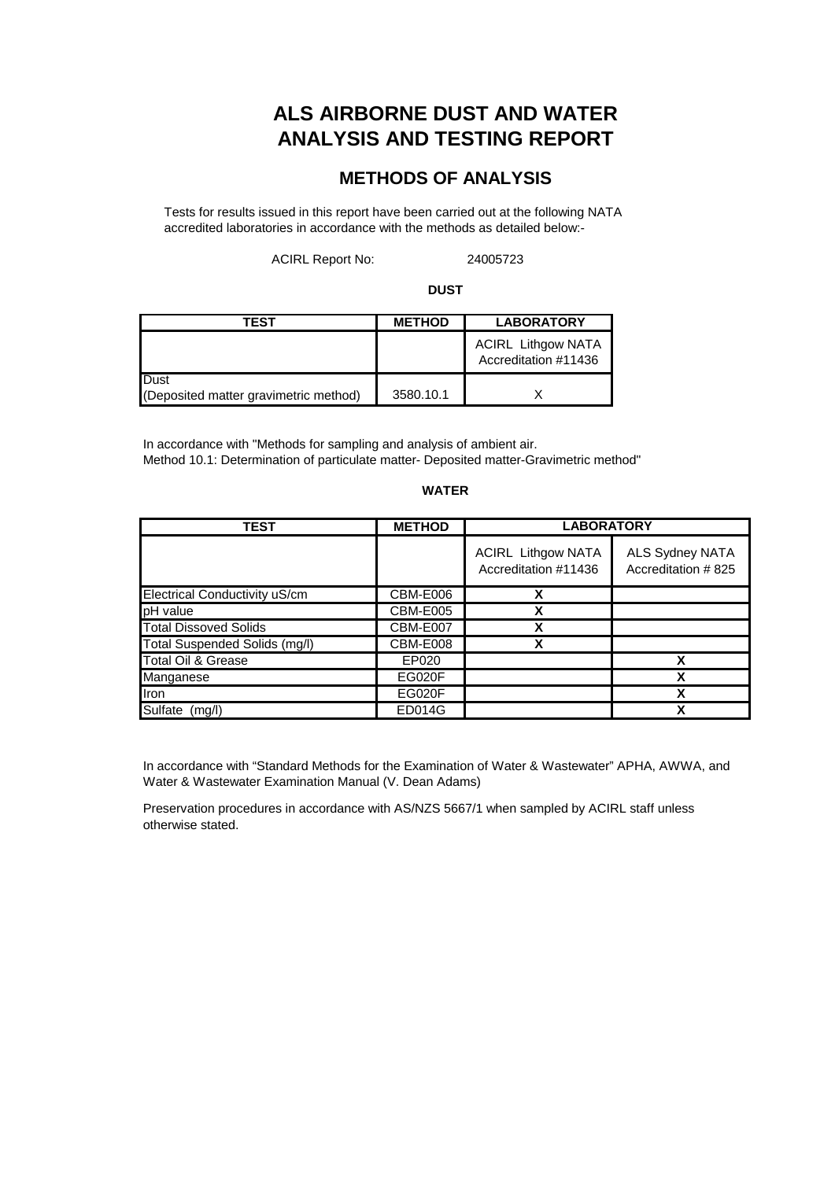# ALS AIRBORNE DUST AND WATER ANALYSIS AND TESTING REPORT

## METHODS OF ANALYSIS

Tests for results issued in this report have been carried out at the following NATA accredited laboratories in accordance with the methods as detailed below:-

ACIRL Report No: 24005723

**DUST**

| TEST | METHOD | LABORATORY |
|---|---|---|
| | | ACIRL Lithgow NATA Accreditation #11436 |
| Dust (Deposited matter gravimetric method) | 3580.10.1 | X |

In accordance with "Methods for sampling and analysis of ambient air.
Method 10.1: Determination of particulate matter- Deposited matter-Gravimetric method"

**WATER**

| TEST | METHOD | LABORATORY | |
|---|---|---|---|
| | | ACIRL Lithgow NATA Accreditation #11436 | ALS Sydney NATA Accreditation # 825 |
| Electrical Conductivity uS/cm | CBM-E006 | X | |
| pH value | CBM-E005 | X | |
| Total Dissoved Solids | CBM-E007 | X | |
| Total Suspended Solids (mg/l) | CBM-E008 | X | |
| Total Oil & Grease | EP020 | | X |
| Manganese | EG020F | | X |
| Iron | EG020F | | X |
| Sulfate (mg/l) | ED014G | | X |

In accordance with "Standard Methods for the Examination of Water & Wastewater" APHA, AWWA, and Water & Wastewater Examination Manual (V. Dean Adams)

Preservation procedures in accordance with AS/NZS 5667/1 when sampled by ACIRL staff unless otherwise stated.